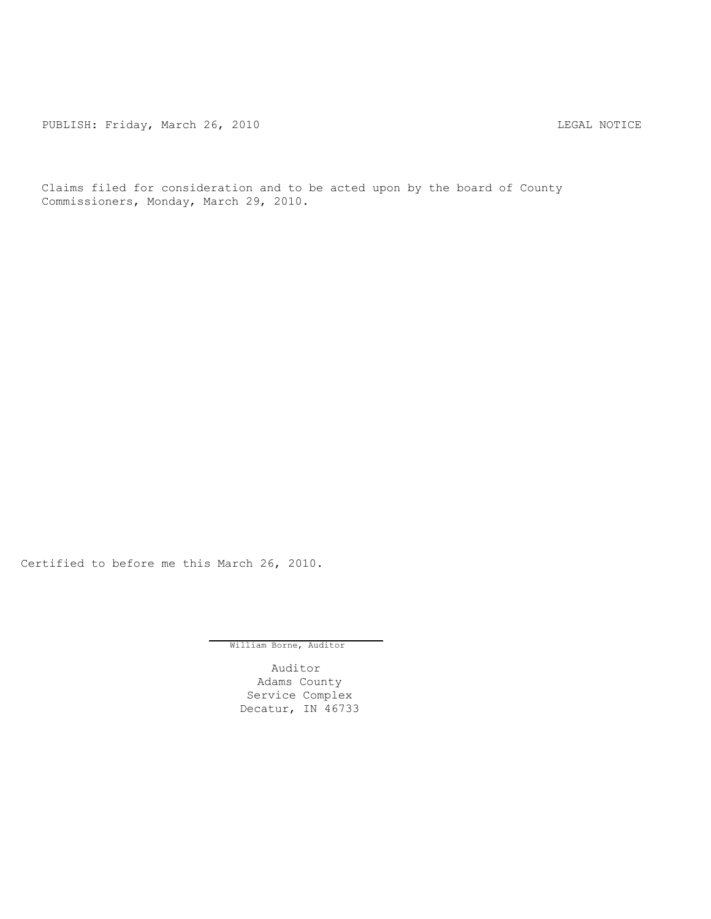PUBLISH: Friday, March 26, 2010 LEGAL NOTICE

Claims filed for consideration and to be acted upon by the board of County Commissioners, Monday, March 29, 2010.

Certified to before me this March 26, 2010.

William Borne, Auditor

Auditor
Adams County
Service Complex
Decatur, IN 46733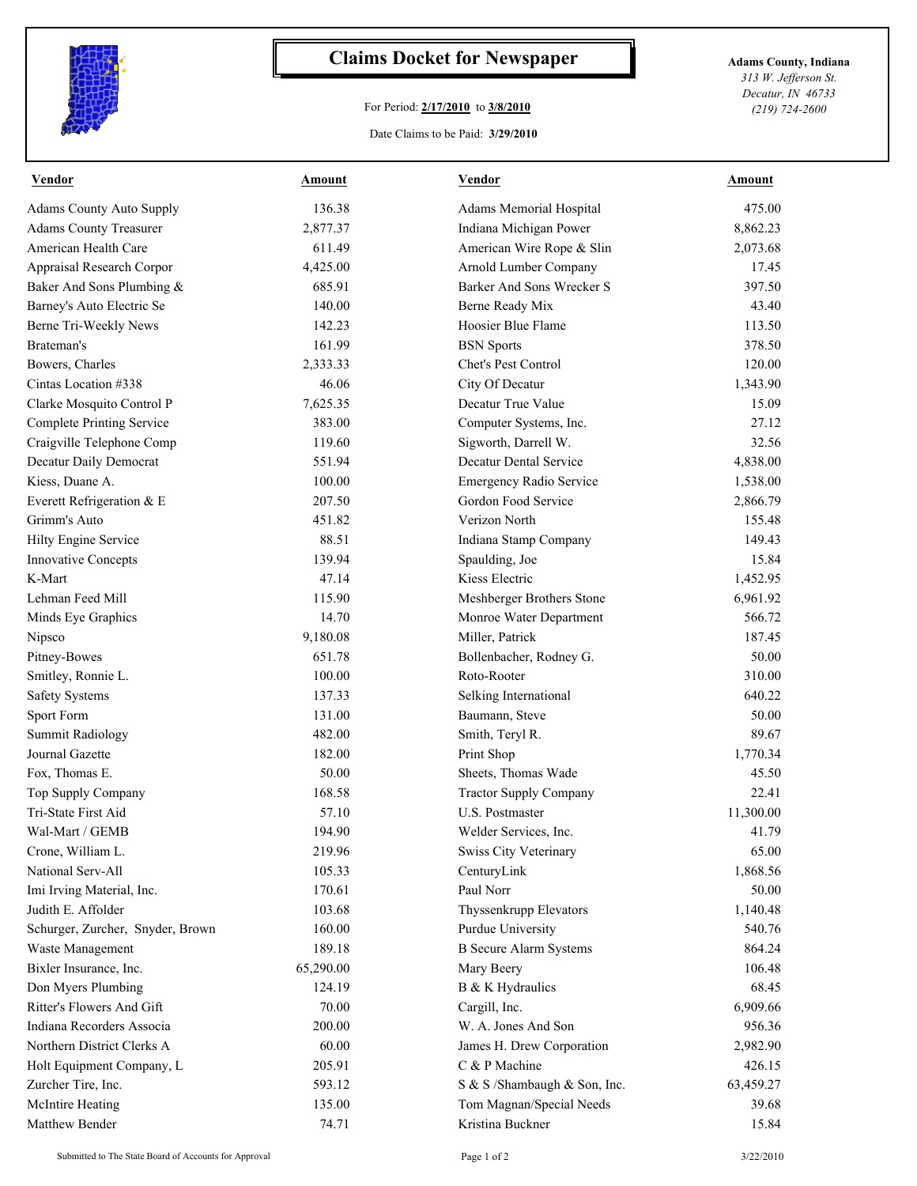# Claims Docket for Newspaper

For Period: **2/17/2010** to **3/8/2010**

Date Claims to be Paid: **3/29/2010**

**Adams County, Indiana**
*313 W. Jefferson St.*
*Decatur, IN 46733*
*(219) 724-2600*

| Vendor | Amount | Vendor | Amount |
|---|---|---|---|
| Adams County Auto Supply | 136.38 | Adams Memorial Hospital | 475.00 |
| Adams County Treasurer | 2,877.37 | Indiana Michigan Power | 8,862.23 |
| American Health Care | 611.49 | American Wire Rope & Slin | 2,073.68 |
| Appraisal Research Corpor | 4,425.00 | Arnold Lumber Company | 17.45 |
| Baker And Sons Plumbing & | 685.91 | Barker And Sons Wrecker S | 397.50 |
| Barney's Auto Electric Se | 140.00 | Berne Ready Mix | 43.40 |
| Berne Tri-Weekly News | 142.23 | Hoosier Blue Flame | 113.50 |
| Brateman's | 161.99 | BSN Sports | 378.50 |
| Bowers, Charles | 2,333.33 | Chet's Pest Control | 120.00 |
| Cintas Location #338 | 46.06 | City Of Decatur | 1,343.90 |
| Clarke Mosquito Control P | 7,625.35 | Decatur True Value | 15.09 |
| Complete Printing Service | 383.00 | Computer Systems, Inc. | 27.12 |
| Craigville Telephone Comp | 119.60 | Sigworth, Darrell W. | 32.56 |
| Decatur Daily Democrat | 551.94 | Decatur Dental Service | 4,838.00 |
| Kiess, Duane A. | 100.00 | Emergency Radio Service | 1,538.00 |
| Everett Refrigeration & E | 207.50 | Gordon Food Service | 2,866.79 |
| Grimm's Auto | 451.82 | Verizon North | 155.48 |
| Hilty Engine Service | 88.51 | Indiana Stamp Company | 149.43 |
| Innovative Concepts | 139.94 | Spaulding, Joe | 15.84 |
| K-Mart | 47.14 | Kiess Electric | 1,452.95 |
| Lehman Feed Mill | 115.90 | Meshberger Brothers Stone | 6,961.92 |
| Minds Eye Graphics | 14.70 | Monroe Water Department | 566.72 |
| Nipsco | 9,180.08 | Miller, Patrick | 187.45 |
| Pitney-Bowes | 651.78 | Bollenbacher, Rodney G. | 50.00 |
| Smitley, Ronnie L. | 100.00 | Roto-Rooter | 310.00 |
| Safety Systems | 137.33 | Selking International | 640.22 |
| Sport Form | 131.00 | Baumann, Steve | 50.00 |
| Summit Radiology | 482.00 | Smith, Teryl R. | 89.67 |
| Journal Gazette | 182.00 | Print Shop | 1,770.34 |
| Fox, Thomas E. | 50.00 | Sheets, Thomas Wade | 45.50 |
| Top Supply Company | 168.58 | Tractor Supply Company | 22.41 |
| Tri-State First Aid | 57.10 | U.S. Postmaster | 11,300.00 |
| Wal-Mart / GEMB | 194.90 | Welder Services, Inc. | 41.79 |
| Crone, William L. | 219.96 | Swiss City Veterinary | 65.00 |
| National Serv-All | 105.33 | CenturyLink | 1,868.56 |
| Imi Irving Material, Inc. | 170.61 | Paul Norr | 50.00 |
| Judith E. Affolder | 103.68 | Thyssenkrupp Elevators | 1,140.48 |
| Schurger, Zurcher, Snyder, Brown | 160.00 | Purdue University | 540.76 |
| Waste Management | 189.18 | B Secure Alarm Systems | 864.24 |
| Bixler Insurance, Inc. | 65,290.00 | Mary Beery | 106.48 |
| Don Myers Plumbing | 124.19 | B & K Hydraulics | 68.45 |
| Ritter's Flowers And Gift | 70.00 | Cargill, Inc. | 6,909.66 |
| Indiana Recorders Associa | 200.00 | W. A. Jones And Son | 956.36 |
| Northern District Clerks A | 60.00 | James H. Drew Corporation | 2,982.90 |
| Holt Equipment Company, L | 205.91 | C & P Machine | 426.15 |
| Zurcher Tire, Inc. | 593.12 | S & S /Shambaugh & Son, Inc. | 63,459.27 |
| McIntire Heating | 135.00 | Tom Magnan/Special Needs | 39.68 |
| Matthew Bender | 74.71 | Kristina Buckner | 15.84 |

Submitted to The State Board of Accounts for Approval

3/22/2010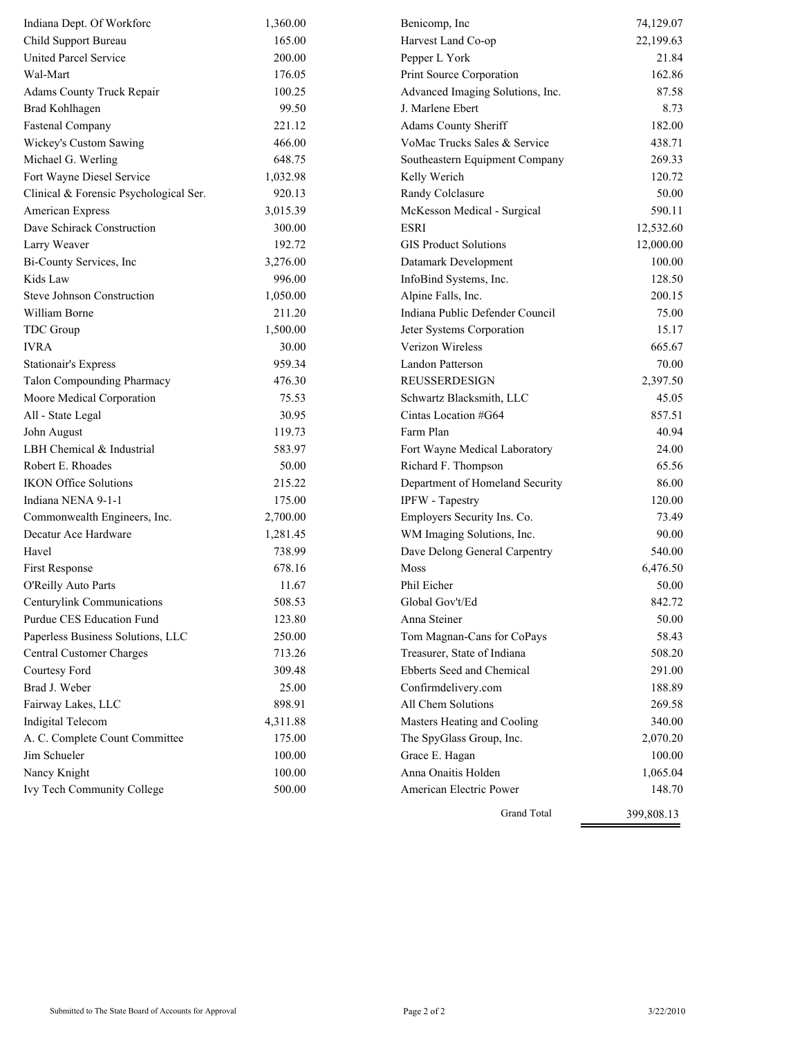| | | | |
|---|---|---|---|
| Indiana Dept. Of Workforc | 1,360.00 | Benicomp, Inc | 74,129.07 |
| Child Support Bureau | 165.00 | Harvest Land Co-op | 22,199.63 |
| United Parcel Service | 200.00 | Pepper L York | 21.84 |
| Wal-Mart | 176.05 | Print Source Corporation | 162.86 |
| Adams County Truck Repair | 100.25 | Advanced Imaging Solutions, Inc. | 87.58 |
| Brad Kohlhagen | 99.50 | J. Marlene Ebert | 8.73 |
| Fastenal Company | 221.12 | Adams County Sheriff | 182.00 |
| Wickey's Custom Sawing | 466.00 | VoMac Trucks Sales & Service | 438.71 |
| Michael G. Werling | 648.75 | Southeastern Equipment Company | 269.33 |
| Fort Wayne Diesel Service | 1,032.98 | Kelly Werich | 120.72 |
| Clinical & Forensic Psychological Ser. | 920.13 | Randy Colclasure | 50.00 |
| American Express | 3,015.39 | McKesson Medical - Surgical | 590.11 |
| Dave Schirack Construction | 300.00 | ESRI | 12,532.60 |
| Larry Weaver | 192.72 | GIS Product Solutions | 12,000.00 |
| Bi-County Services, Inc | 3,276.00 | Datamark Development | 100.00 |
| Kids Law | 996.00 | InfoBind Systems, Inc. | 128.50 |
| Steve Johnson Construction | 1,050.00 | Alpine Falls, Inc. | 200.15 |
| William Borne | 211.20 | Indiana Public Defender Council | 75.00 |
| TDC Group | 1,500.00 | Jeter Systems Corporation | 15.17 |
| IVRA | 30.00 | Verizon Wireless | 665.67 |
| Stationair's Express | 959.34 | Landon Patterson | 70.00 |
| Talon Compounding Pharmacy | 476.30 | REUSSERDESIGN | 2,397.50 |
| Moore Medical Corporation | 75.53 | Schwartz Blacksmith, LLC | 45.05 |
| All - State Legal | 30.95 | Cintas Location #G64 | 857.51 |
| John August | 119.73 | Farm Plan | 40.94 |
| LBH Chemical & Industrial | 583.97 | Fort Wayne Medical Laboratory | 24.00 |
| Robert E. Rhoades | 50.00 | Richard F. Thompson | 65.56 |
| IKON Office Solutions | 215.22 | Department of Homeland Security | 86.00 |
| Indiana NENA 9-1-1 | 175.00 | IPFW - Tapestry | 120.00 |
| Commonwealth Engineers, Inc. | 2,700.00 | Employers Security Ins. Co. | 73.49 |
| Decatur Ace Hardware | 1,281.45 | WM Imaging Solutions, Inc. | 90.00 |
| Havel | 738.99 | Dave Delong General Carpentry | 540.00 |
| First Response | 678.16 | Moss | 6,476.50 |
| O'Reilly Auto Parts | 11.67 | Phil Eicher | 50.00 |
| Centurylink Communications | 508.53 | Global Gov't/Ed | 842.72 |
| Purdue CES Education Fund | 123.80 | Anna Steiner | 50.00 |
| Paperless Business Solutions, LLC | 250.00 | Tom Magnan-Cans for CoPays | 58.43 |
| Central Customer Charges | 713.26 | Treasurer, State of Indiana | 508.20 |
| Courtesy Ford | 309.48 | Ebberts Seed and Chemical | 291.00 |
| Brad J. Weber | 25.00 | Confirmdelivery.com | 188.89 |
| Fairway Lakes, LLC | 898.91 | All Chem Solutions | 269.58 |
| Indigital Telecom | 4,311.88 | Masters Heating and Cooling | 340.00 |
| A. C. Complete Count Committee | 175.00 | The SpyGlass Group, Inc. | 2,070.20 |
| Jim Schueler | 100.00 | Grace E. Hagan | 100.00 |
| Nancy Knight | 100.00 | Anna Onaitis Holden | 1,065.04 |
| Ivy Tech Community College | 500.00 | American Electric Power | 148.70 |
| | | Grand Total | 399,808.13 |

Submitted to The State Board of Accounts for Approval

3/22/2010